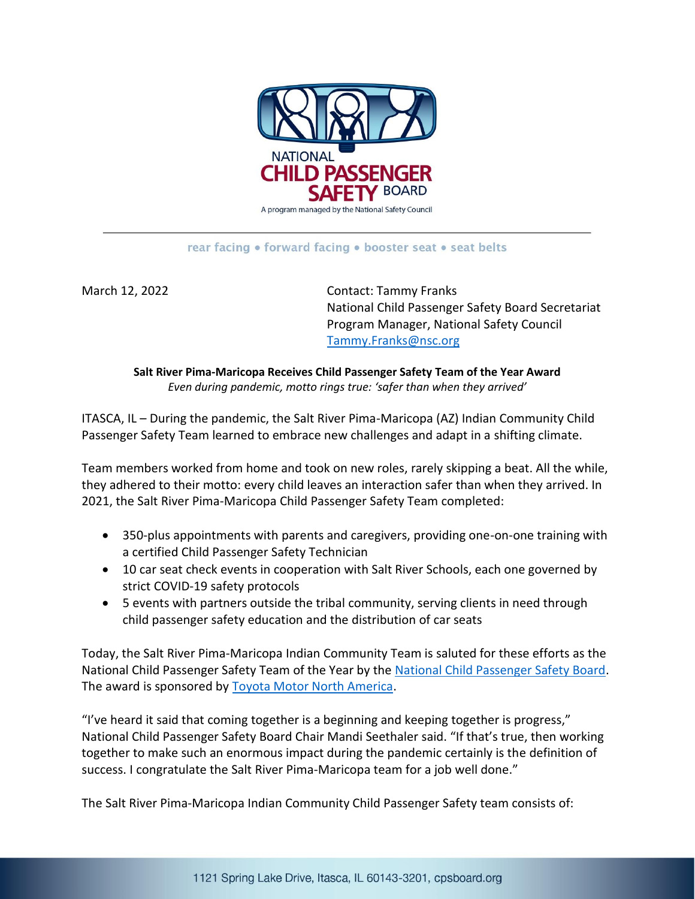NATIONAL CHILD PASSENGER SAFETY BOARD

A program managed by the National Safety Council

rear facing • forward facing • booster seat • seat belts

March 12, 2022

Contact: Tammy Franks
National Child Passenger Safety Board Secretariat
Program Manager, National Safety Council
Tammy.Franks@nsc.org

**Salt River Pima-Maricopa Receives Child Passenger Safety Team of the Year Award**

*Even during pandemic, motto rings true: 'safer than when they arrived'*

ITASCA, IL – During the pandemic, the Salt River Pima-Maricopa (AZ) Indian Community Child Passenger Safety Team learned to embrace new challenges and adapt in a shifting climate.

Team members worked from home and took on new roles, rarely skipping a beat. All the while, they adhered to their motto: every child leaves an interaction safer than when they arrived. In 2021, the Salt River Pima-Maricopa Child Passenger Safety Team completed:

- 350-plus appointments with parents and caregivers, providing one-on-one training with a certified Child Passenger Safety Technician
- 10 car seat check events in cooperation with Salt River Schools, each one governed by strict COVID-19 safety protocols
- 5 events with partners outside the tribal community, serving clients in need through child passenger safety education and the distribution of car seats

Today, the Salt River Pima-Maricopa Indian Community Team is saluted for these efforts as the National Child Passenger Safety Team of the Year by the National Child Passenger Safety Board. The award is sponsored by Toyota Motor North America.

"I've heard it said that coming together is a beginning and keeping together is progress," National Child Passenger Safety Board Chair Mandi Seethaler said. "If that's true, then working together to make such an enormous impact during the pandemic certainly is the definition of success. I congratulate the Salt River Pima-Maricopa team for a job well done."

The Salt River Pima-Maricopa Indian Community Child Passenger Safety team consists of: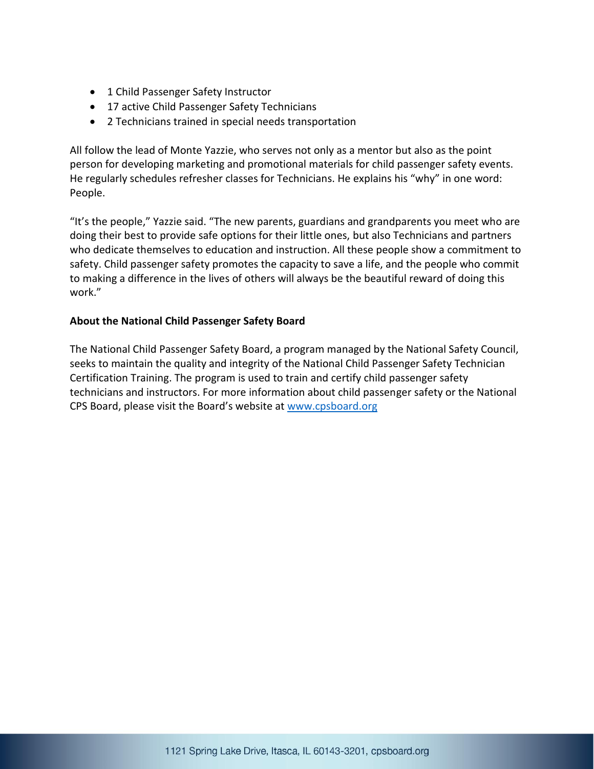- 1 Child Passenger Safety Instructor
- 17 active Child Passenger Safety Technicians
- 2 Technicians trained in special needs transportation

All follow the lead of Monte Yazzie, who serves not only as a mentor but also as the point person for developing marketing and promotional materials for child passenger safety events. He regularly schedules refresher classes for Technicians. He explains his "why" in one word: People.

"It's the people," Yazzie said. "The new parents, guardians and grandparents you meet who are doing their best to provide safe options for their little ones, but also Technicians and partners who dedicate themselves to education and instruction. All these people show a commitment to safety. Child passenger safety promotes the capacity to save a life, and the people who commit to making a difference in the lives of others will always be the beautiful reward of doing this work."

**About the National Child Passenger Safety Board**

The National Child Passenger Safety Board, a program managed by the National Safety Council, seeks to maintain the quality and integrity of the National Child Passenger Safety Technician Certification Training. The program is used to train and certify child passenger safety technicians and instructors. For more information about child passenger safety or the National CPS Board, please visit the Board's website at www.cpsboard.org